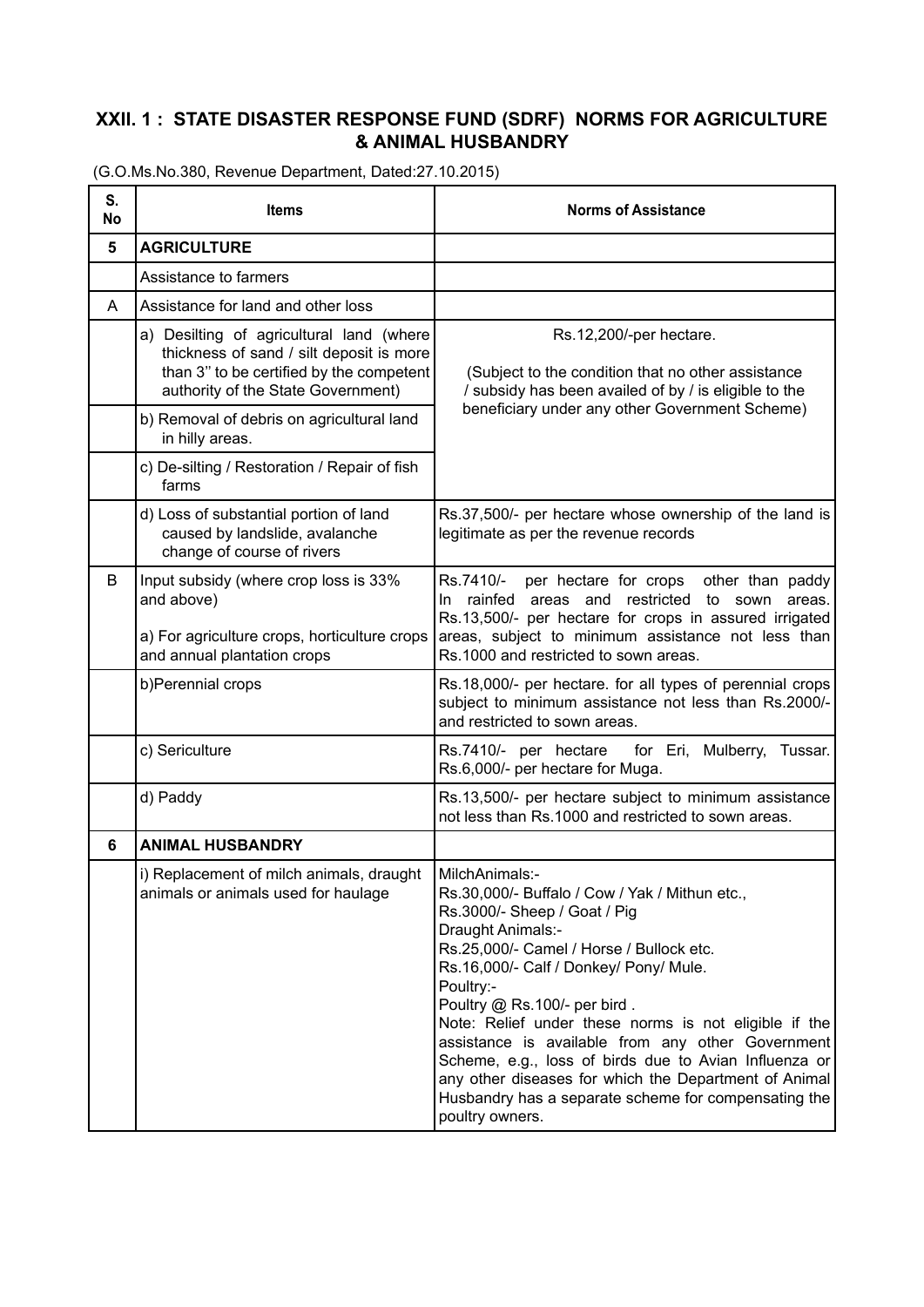## XXII. 1 : STATE DISASTER RESPONSE FUND (SDRF) NORMS FOR AGRICULTURE & ANIMAL HUSBANDRY

(G.O.Ms.No.380, Revenue Department, Dated:27.10.2015)

| S. No | Items | Norms of Assistance |
|---|---|---|
| **5** | **AGRICULTURE** | |
| | Assistance to farmers | |
| A | Assistance for land and other loss | |
| | a) Desilting of agricultural land (where thickness of sand / silt deposit is more than 3'' to be certified by the competent authority of the State Government) | Rs.12,200/-per hectare.<br><br>(Subject to the condition that no other assistance / subsidy has been availed of by / is eligible to the beneficiary under any other Government Scheme) |
| | b) Removal of debris on agricultural land in hilly areas. | |
| | c) De-silting / Restoration / Repair of fish farms | |
| | d) Loss of substantial portion of land caused by landslide, avalanche change of course of rivers | Rs.37,500/- per hectare whose ownership of the land is legitimate as per the revenue records |
| B | Input subsidy (where crop loss is 33% and above)<br><br>a) For agriculture crops, horticulture crops and annual plantation crops | Rs.7410/- per hectare for crops other than paddy In rainfed areas and restricted to sown areas. Rs.13,500/- per hectare for crops in assured irrigated areas, subject to minimum assistance not less than Rs.1000 and restricted to sown areas. |
| | b)Perennial crops | Rs.18,000/- per hectare. for all types of perennial crops subject to minimum assistance not less than Rs.2000/- and restricted to sown areas. |
| | c) Sericulture | Rs.7410/- per hectare for Eri, Mulberry, Tussar. Rs.6,000/- per hectare for Muga. |
| | d) Paddy | Rs.13,500/- per hectare subject to minimum assistance not less than Rs.1000 and restricted to sown areas. |
| **6** | **ANIMAL HUSBANDRY** | |
| | i) Replacement of milch animals, draught animals or animals used for haulage | MilchAnimals:-<br>Rs.30,000/- Buffalo / Cow / Yak / Mithun etc.,<br>Rs.3000/- Sheep / Goat / Pig<br>Draught Animals:-<br>Rs.25,000/- Camel / Horse / Bullock etc.<br>Rs.16,000/- Calf / Donkey/ Pony/ Mule.<br>Poultry:-<br>Poultry @ Rs.100/- per bird .<br>Note: Relief under these norms is not eligible if the assistance is available from any other Government Scheme, e.g., loss of birds due to Avian Influenza or any other diseases for which the Department of Animal Husbandry has a separate scheme for compensating the poultry owners. |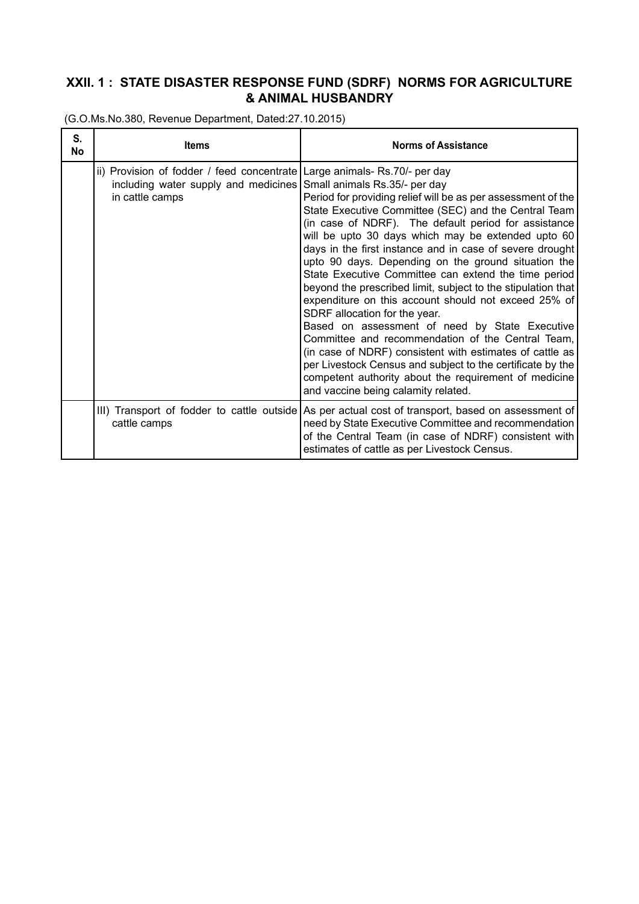## XXII. 1 : STATE DISASTER RESPONSE FUND (SDRF) NORMS FOR AGRICULTURE & ANIMAL HUSBANDRY

(G.O.Ms.No.380, Revenue Department, Dated:27.10.2015)

| S. No | Items | Norms of Assistance |
|---|---|---|
| | ii) Provision of fodder / feed concentrate including water supply and medicines in cattle camps | Large animals- Rs.70/- per day<br>Small animals Rs.35/- per day<br>Period for providing relief will be as per assessment of the State Executive Committee (SEC) and the Central Team (in case of NDRF). The default period for assistance will be upto 30 days which may be extended upto 60 days in the first instance and in case of severe drought upto 90 days. Depending on the ground situation the State Executive Committee can extend the time period beyond the prescribed limit, subject to the stipulation that expenditure on this account should not exceed 25% of SDRF allocation for the year.<br>Based on assessment of need by State Executive Committee and recommendation of the Central Team, (in case of NDRF) consistent with estimates of cattle as per Livestock Census and subject to the certificate by the competent authority about the requirement of medicine and vaccine being calamity related. |
| | III) Transport of fodder to cattle outside cattle camps | As per actual cost of transport, based on assessment of need by State Executive Committee and recommendation of the Central Team (in case of NDRF) consistent with estimates of cattle as per Livestock Census. |